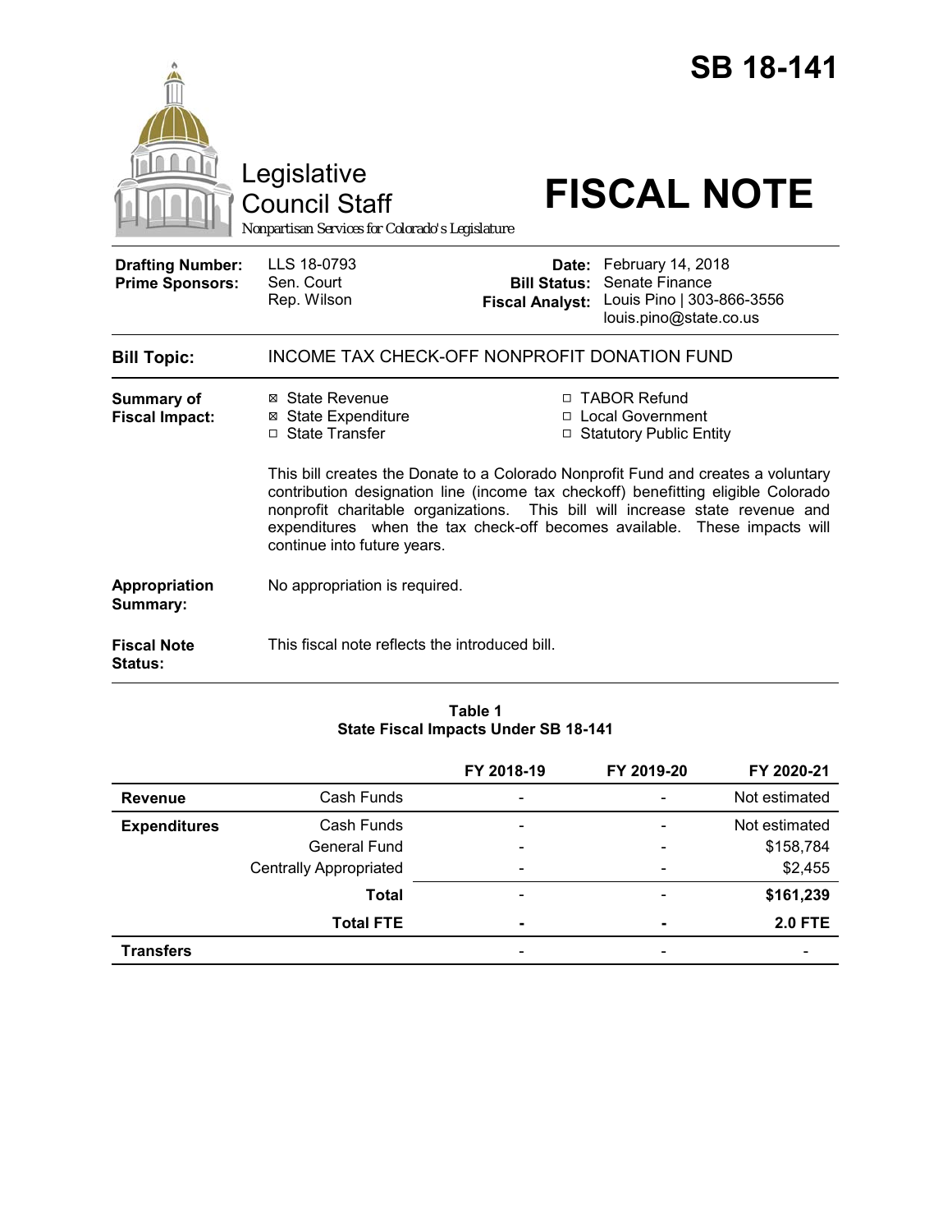# SB 18-141

Legislative Council Staff

*Nonpartisan Services for Colorado's Legislature*

# FISCAL NOTE

| | | | |
|---|---|---|---|
| **Drafting Number:** | LLS 18-0793 | **Date:** | February 14, 2018 |
| **Prime Sponsors:** | Sen. Court | **Bill Status:** | Senate Finance |
| | Rep. Wilson | **Fiscal Analyst:** | Louis Pino \| 303-866-3556 |
| | | | louis.pino@state.co.us |

**Bill Topic:** INCOME TAX CHECK-OFF NONPROFIT DONATION FUND

**Summary of Fiscal Impact:**

- ☒ State Revenue
- ☒ State Expenditure
- ☐ State Transfer
- ☐ TABOR Refund
- ☐ Local Government
- ☐ Statutory Public Entity

This bill creates the Donate to a Colorado Nonprofit Fund and creates a voluntary contribution designation line (income tax checkoff) benefitting eligible Colorado nonprofit charitable organizations. This bill will increase state revenue and expenditures when the tax check-off becomes available. These impacts will continue into future years.

**Appropriation Summary:** No appropriation is required.

**Fiscal Note Status:** This fiscal note reflects the introduced bill.

**Table 1**
**State Fiscal Impacts Under SB 18-141**

| | | FY 2018-19 | FY 2019-20 | FY 2020-21 |
|---|---|---|---|---|
| **Revenue** | Cash Funds | - | - | Not estimated |
| **Expenditures** | Cash Funds | - | - | Not estimated |
| | General Fund | - | - | $158,784 |
| | Centrally Appropriated | - | - | $2,455 |
| | **Total** | - | - | **$161,239** |
| | **Total FTE** | **-** | **-** | **2.0 FTE** |
| **Transfers** | | - | - | - |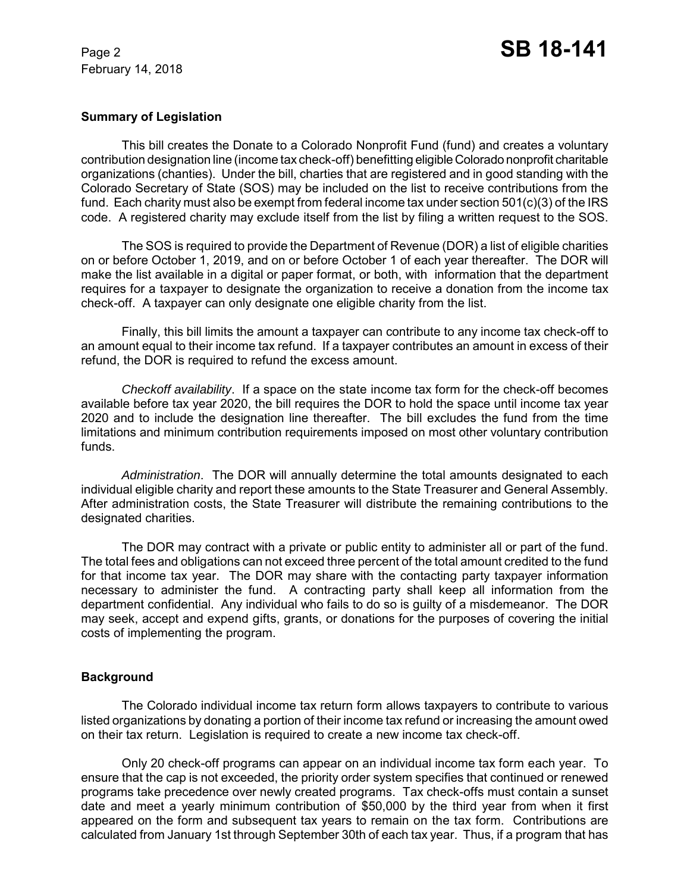## Summary of Legislation

This bill creates the Donate to a Colorado Nonprofit Fund (fund) and creates a voluntary contribution designation line (income tax check-off) benefitting eligible Colorado nonprofit charitable organizations (charties). Under the bill, charties that are registered and in good standing with the Colorado Secretary of State (SOS) may be included on the list to receive contributions from the fund. Each charity must also be exempt from federal income tax under section 501(c)(3) of the IRS code. A registered charity may exclude itself from the list by filing a written request to the SOS.

The SOS is required to provide the Department of Revenue (DOR) a list of eligible charities on or before October 1, 2019, and on or before October 1 of each year thereafter. The DOR will make the list available in a digital or paper format, or both, with information that the department requires for a taxpayer to designate the organization to receive a donation from the income tax check-off. A taxpayer can only designate one eligible charity from the list.

Finally, this bill limits the amount a taxpayer can contribute to any income tax check-off to an amount equal to their income tax refund. If a taxpayer contributes an amount in excess of their refund, the DOR is required to refund the excess amount.

*Checkoff availability*. If a space on the state income tax form for the check-off becomes available before tax year 2020, the bill requires the DOR to hold the space until income tax year 2020 and to include the designation line thereafter. The bill excludes the fund from the time limitations and minimum contribution requirements imposed on most other voluntary contribution funds.

*Administration*. The DOR will annually determine the total amounts designated to each individual eligible charity and report these amounts to the State Treasurer and General Assembly. After administration costs, the State Treasurer will distribute the remaining contributions to the designated charities.

The DOR may contract with a private or public entity to administer all or part of the fund. The total fees and obligations can not exceed three percent of the total amount credited to the fund for that income tax year. The DOR may share with the contacting party taxpayer information necessary to administer the fund. A contracting party shall keep all information from the department confidential. Any individual who fails to do so is guilty of a misdemeanor. The DOR may seek, accept and expend gifts, grants, or donations for the purposes of covering the initial costs of implementing the program.

## Background

The Colorado individual income tax return form allows taxpayers to contribute to various listed organizations by donating a portion of their income tax refund or increasing the amount owed on their tax return. Legislation is required to create a new income tax check-off.

Only 20 check-off programs can appear on an individual income tax form each year. To ensure that the cap is not exceeded, the priority order system specifies that continued or renewed programs take precedence over newly created programs. Tax check-offs must contain a sunset date and meet a yearly minimum contribution of $50,000 by the third year from when it first appeared on the form and subsequent tax years to remain on the tax form. Contributions are calculated from January 1st through September 30th of each tax year. Thus, if a program that has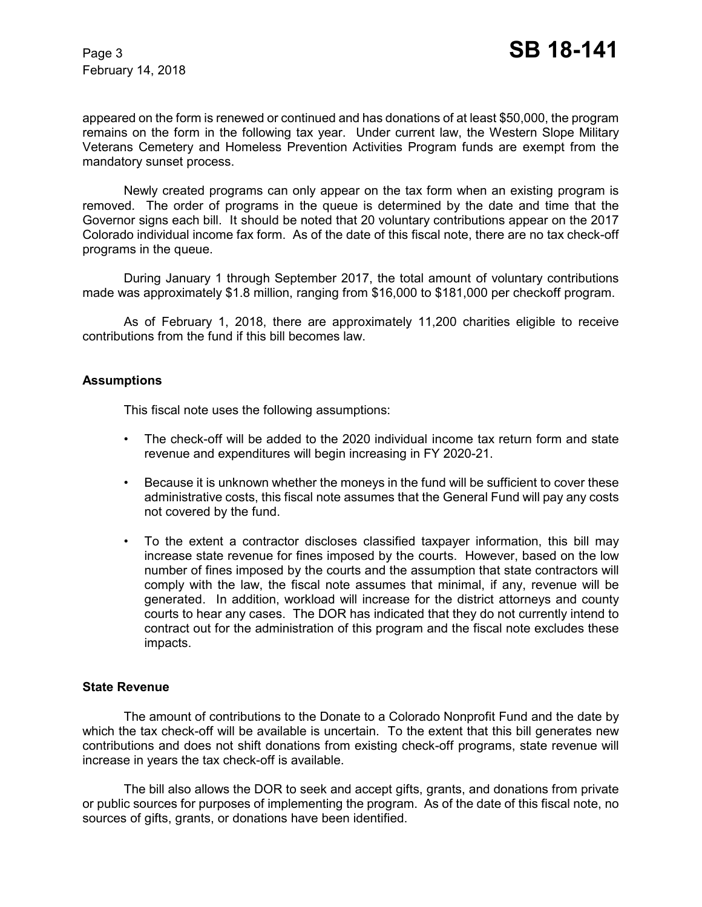appeared on the form is renewed or continued and has donations of at least $50,000, the program remains on the form in the following tax year. Under current law, the Western Slope Military Veterans Cemetery and Homeless Prevention Activities Program funds are exempt from the mandatory sunset process.

Newly created programs can only appear on the tax form when an existing program is removed. The order of programs in the queue is determined by the date and time that the Governor signs each bill. It should be noted that 20 voluntary contributions appear on the 2017 Colorado individual income fax form. As of the date of this fiscal note, there are no tax check-off programs in the queue.

During January 1 through September 2017, the total amount of voluntary contributions made was approximately $1.8 million, ranging from $16,000 to $181,000 per checkoff program.

As of February 1, 2018, there are approximately 11,200 charities eligible to receive contributions from the fund if this bill becomes law.

### Assumptions

This fiscal note uses the following assumptions:

- The check-off will be added to the 2020 individual income tax return form and state revenue and expenditures will begin increasing in FY 2020-21.
- Because it is unknown whether the moneys in the fund will be sufficient to cover these administrative costs, this fiscal note assumes that the General Fund will pay any costs not covered by the fund.
- To the extent a contractor discloses classified taxpayer information, this bill may increase state revenue for fines imposed by the courts. However, based on the low number of fines imposed by the courts and the assumption that state contractors will comply with the law, the fiscal note assumes that minimal, if any, revenue will be generated. In addition, workload will increase for the district attorneys and county courts to hear any cases. The DOR has indicated that they do not currently intend to contract out for the administration of this program and the fiscal note excludes these impacts.

### State Revenue

The amount of contributions to the Donate to a Colorado Nonprofit Fund and the date by which the tax check-off will be available is uncertain. To the extent that this bill generates new contributions and does not shift donations from existing check-off programs, state revenue will increase in years the tax check-off is available.

The bill also allows the DOR to seek and accept gifts, grants, and donations from private or public sources for purposes of implementing the program. As of the date of this fiscal note, no sources of gifts, grants, or donations have been identified.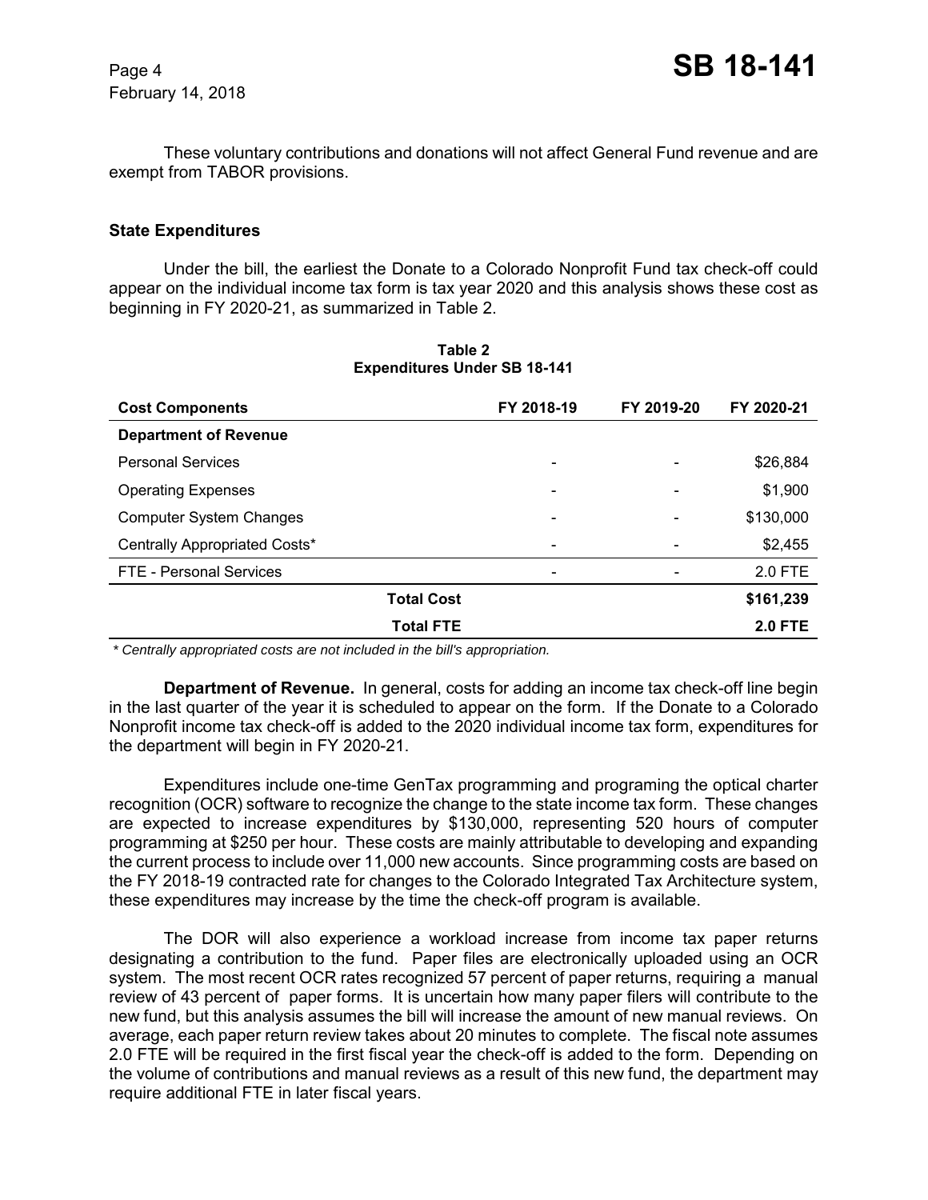These voluntary contributions and donations will not affect General Fund revenue and are exempt from TABOR provisions.

### State Expenditures

Under the bill, the earliest the Donate to a Colorado Nonprofit Fund tax check-off could appear on the individual income tax form is tax year 2020 and this analysis shows these cost as beginning in FY 2020-21, as summarized in Table 2.

**Table 2**
**Expenditures Under SB 18-141**

| Cost Components | FY 2018-19 | FY 2019-20 | FY 2020-21 |
|---|---|---|---|
| **Department of Revenue** | | | |
| Personal Services | - | - | $26,884 |
| Operating Expenses | - | - | $1,900 |
| Computer System Changes | - | - | $130,000 |
| Centrally Appropriated Costs* | - | - | $2,455 |
| FTE - Personal Services | - | - | 2.0 FTE |
| **Total Cost** | | | **$161,239** |
| **Total FTE** | | | **2.0 FTE** |

*\* Centrally appropriated costs are not included in the bill's appropriation.*

**Department of Revenue.** In general, costs for adding an income tax check-off line begin in the last quarter of the year it is scheduled to appear on the form. If the Donate to a Colorado Nonprofit income tax check-off is added to the 2020 individual income tax form, expenditures for the department will begin in FY 2020-21.

Expenditures include one-time GenTax programming and programing the optical charter recognition (OCR) software to recognize the change to the state income tax form. These changes are expected to increase expenditures by $130,000, representing 520 hours of computer programming at $250 per hour. These costs are mainly attributable to developing and expanding the current process to include over 11,000 new accounts. Since programming costs are based on the FY 2018-19 contracted rate for changes to the Colorado Integrated Tax Architecture system, these expenditures may increase by the time the check-off program is available.

The DOR will also experience a workload increase from income tax paper returns designating a contribution to the fund. Paper files are electronically uploaded using an OCR system. The most recent OCR rates recognized 57 percent of paper returns, requiring a manual review of 43 percent of paper forms. It is uncertain how many paper filers will contribute to the new fund, but this analysis assumes the bill will increase the amount of new manual reviews. On average, each paper return review takes about 20 minutes to complete. The fiscal note assumes 2.0 FTE will be required in the first fiscal year the check-off is added to the form. Depending on the volume of contributions and manual reviews as a result of this new fund, the department may require additional FTE in later fiscal years.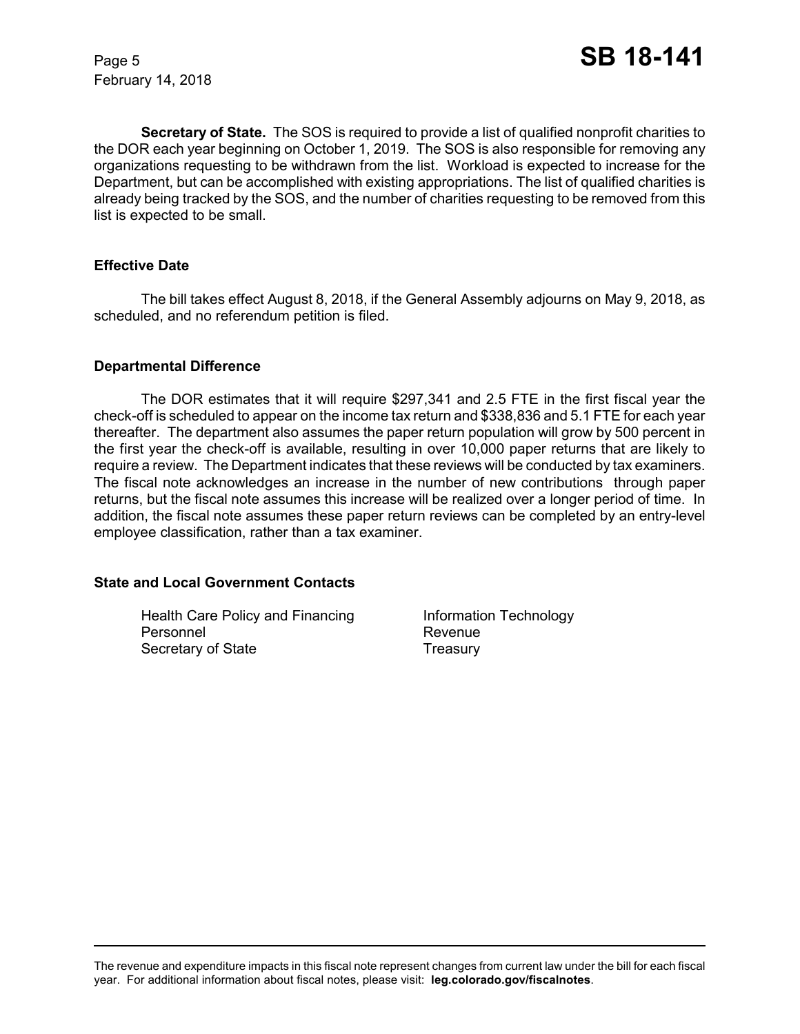**Secretary of State.** The SOS is required to provide a list of qualified nonprofit charities to the DOR each year beginning on October 1, 2019. The SOS is also responsible for removing any organizations requesting to be withdrawn from the list. Workload is expected to increase for the Department, but can be accomplished with existing appropriations. The list of qualified charities is already being tracked by the SOS, and the number of charities requesting to be removed from this list is expected to be small.

### Effective Date

The bill takes effect August 8, 2018, if the General Assembly adjourns on May 9, 2018, as scheduled, and no referendum petition is filed.

### Departmental Difference

The DOR estimates that it will require $297,341 and 2.5 FTE in the first fiscal year the check-off is scheduled to appear on the income tax return and $338,836 and 5.1 FTE for each year thereafter. The department also assumes the paper return population will grow by 500 percent in the first year the check-off is available, resulting in over 10,000 paper returns that are likely to require a review. The Department indicates that these reviews will be conducted by tax examiners. The fiscal note acknowledges an increase in the number of new contributions through paper returns, but the fiscal note assumes this increase will be realized over a longer period of time. In addition, the fiscal note assumes these paper return reviews can be completed by an entry-level employee classification, rather than a tax examiner.

### State and Local Government Contacts

| | |
|---|---|
| Health Care Policy and Financing | Information Technology |
| Personnel | Revenue |
| Secretary of State | Treasury |

The revenue and expenditure impacts in this fiscal note represent changes from current law under the bill for each fiscal year. For additional information about fiscal notes, please visit: **leg.colorado.gov/fiscalnotes**.